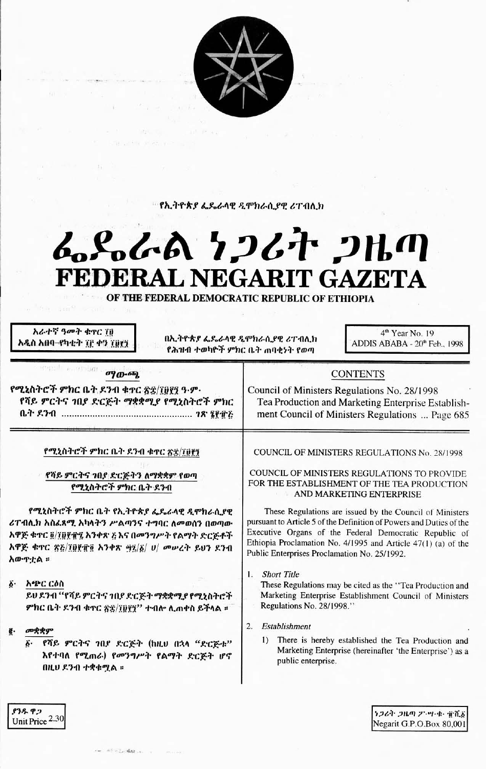የኢትዮጵያ ፌዴራላዊ ዲሞክራሲያዊ ሪፐብሊክ

# ፌዴራል ነጋሪት ጋዜጣ
# FEDERAL NEGARIT GAZETA
## OF THE FEDERAL DEMOCRATIC REPUBLIC OF ETHIOPIA

አራተኛ ዓመት ቁጥር ፲፱
አዲስ አበባ–የካቲት ፲፫ ቀን ፲፱፻፺

በኢትዮጵያ ፌዴራላዊ ዲሞክራሲያዊ ሪፐብሊክ
የሕዝብ ተወካዮች ምክር ቤት ጠባቂነት የወጣ

4th Year No. 19
ADDIS ABABA - 20th Feb., 1998

### ማውጫ

የሚኒስትሮች ምክር ቤት ደንብ ቁጥር ፳፰/፲፱፻፺ ዓ.ም.
የሻይ ምርትና ገበያ ድርጅት ማቋቋሚያ የሚኒስትሮች ምክር ቤት ደንብ ........................................ ገጽ ፮፻፹፭

### CONTENTS

Council of Ministers Regulations No. 28/1998
Tea Production and Marketing Enterprise Establishment Council of Ministers Regulations ... Page 685

### የሚኒስትሮች ምክር ቤት ደንብ ቁጥር ፳፰/፲፱፻፺

### የሻይ ምርትና ገበያ ድርጅትን ለማቋቋም የወጣ የሚኒስትሮች ምክር ቤት ደንብ

የሚኒስትሮች ምክር ቤት የኢትዮጵያ ፌዴራላዊ ዲሞክራሲያዊ ሪፐብሊክ አስፈጻሚ አካላትን ሥልጣንና ተግባር ለመወሰን በወጣው አዋጅ ቁጥር ፬/፲፱፻፹፯ አንቀጽ ፭ እና በመንግሥት የልማት ድርጅቶች አዋጅ ቁጥር ፳፭/፲፱፻፹፬ አንቀጽ ፵፯/፩/ ሀ/ መሠረት ይህን ደንብ አውጥቷል ።

፩· አጭር ርዕስ

ይህ ደንብ "የሻይ ምርትና ገበያ ድርጅት ማቋቋሚያ የሚኒስትሮች ምክር ቤት ደንብ ቁጥር ፳፰/፲፱፻፺" ተብሎ ሊጠቀስ ይችላል ።

፪· መቋቋም

፩· የሻይ ምርትና ገበያ ድርጅት (ከዚህ በኋላ "ድርጅቱ" እየተባለ የሚጠራ) የመንግሥት የልማት ድርጅት ሆኖ በዚህ ደንብ ተቋቁሟል ።

### COUNCIL OF MINISTERS REGULATIONS No. 28/1998

### COUNCIL OF MINISTERS REGULATIONS TO PROVIDE FOR THE ESTABLISHMENT OF THE TEA PRODUCTION AND MARKETING ENTERPRISE

These Regulations are issued by the Council of Ministers pursuant to Article 5 of the Definition of Powers and Duties of the Executive Organs of the Federal Democratic Republic of Ethiopia Proclamation No. 4/1995 and Article 47(1) (a) of the Public Enterprises Proclamation No. 25/1992.

1. *Short Title*

These Regulations may be cited as the "Tea Production and Marketing Enterprise Establishment Council of Ministers Regulations No. 28/1998."

2. *Establishment*

1) There is hereby established the Tea Production and Marketing Enterprise (hereinafter 'the Enterprise') as a public enterprise.

ያንዱ ዋጋ
Unit Price 2.30

ነጋሪት ጋዜጣ ፖ·ሣ·ቁ· ፹ሺ፩
Negarit G.P.O.Box 80,001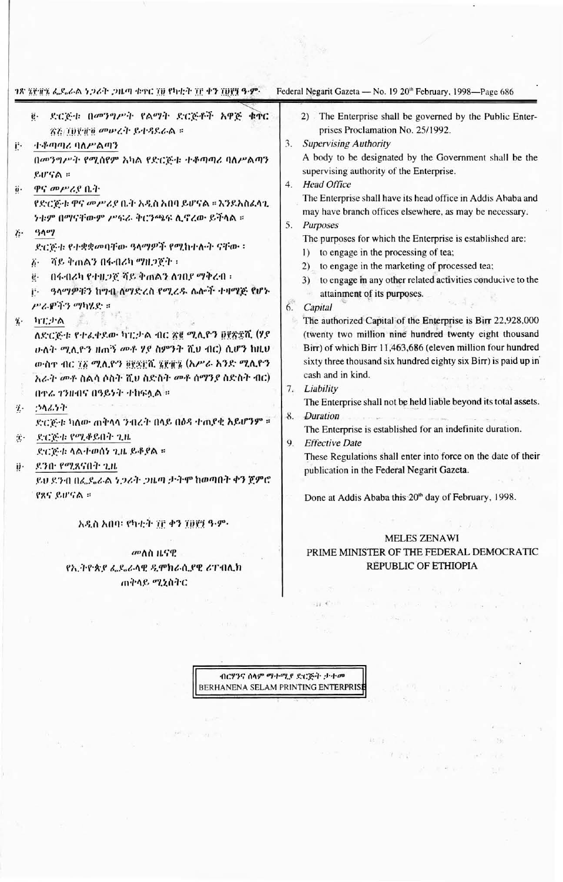፪· ድርጅቱ በመንግሥት የልማት ድርጅቶች አዋጅ ቁጥር ፳፭/፲፱፻፹፬ መሠረት ይተዳደራል ።

፫· ተቆጣጣሪ ባለሥልጣን

በመንግሥት የሚሰየም አካል የድርጅቱ ተቆጣጣሪ ባለሥልጣን ይሆናል ።

፬· ዋና መሥሪያ ቤት

የድርጅቱ ዋና መሥሪያ ቤት አዲስ አበባ ይሆናል ። እንደአስፈላጊነቱም በማናቸውም ሥፍራ ቅርንጫፍ ሊኖረው ይችላል ።

፭· ዓላማ

ድርጅቱ የተቋቋመባቸው ዓላማዎች የሚከተሉት ናቸው ፡

፩· ሻይ ቅጠልን በፋብሪካ ማዘጋጀት ፤

፪· በፋብሪካ የተዘጋጀ ሻይ ቅጠልን ለገበያ ማቅረብ ፤

፫· ዓላማዎቹን ከግብ ለማድረስ የሚረዱ ሌሎች ተዛማጅ የሆኑ ሥራዎችን ማከናወን ።

፮· ካፒታል

ለድርጅቱ የተፈቀደው ካፒታል ብር ፳፪ ሚሊዮን ፱፻፳፰ሺ (ሃያ ሁለት ሚሊዮን ዘጠኝ መቶ ሃያ ስምንት ሺህ ብር) ሲሆን ከዚህ ውስጥ ብር ፲፩ ሚሊዮን ፬፻፷፫ሺ ፮፻፹፮ (አሥራ አንድ ሚሊዮን አራት መቶ ስልሳ ሶስት ሺህ ስድስት መቶ ሰማንያ ስድስት ብር) በጥሬ ገንዘብና በዓይነት ተከፍሏል ።

፯· ኃላፊነት

ድርጅቱ ካለው ጠቅላላ ንብረት በላይ በዕዳ ተጠያቂ አይሆንም ።

፰· ድርጅቱ የሚቆይበት ጊዜ

ድርጅቱ ላልተወሰነ ጊዜ ይቆያል ።

፱· ደንቡ የሚጸናበት ጊዜ

ይህ ደንብ በፌዴራል ነጋሪት ጋዜጣ ታትሞ ከወጣበት ቀን ጀምሮ የጸና ይሆናል ።

አዲስ አበባ፣ የካቲት ፲፫ ቀን ፲፱፻፺ ዓ·ም·

መለስ ዜናዊ

የኢትዮጵያ ፌዴራላዊ ዲሞክራሲያዊ ሪፐብሊክ ጠቅላይ ሚኒስትር

2) The Enterprise shall be governed by the Public Enterprises Proclamation No. 25/1992.

3. *Supervising Authority*

A body to be designated by the Government shall be the supervising authority of the Enterprise.

4. *Head Office*

The Enterprise shall have its head office in Addis Ababa and may have branch offices elsewhere, as may be necessary.

5. *Purposes*

The purposes for which the Enterprise is established are:

1) to engage in the processing of tea;
2) to engage in the marketing of processed tea;
3) to engage in any other related activities conducive to the attainment of its purposes.

6. *Capital*

The authorized Capital of the Enterprise is Birr 22,928,000 (twenty two million nine hundred twenty eight thousand Birr) of which Birr 11,463,686 (eleven million four hundred sixty three thousand six hundred eighty six Birr) is paid up in cash and in kind.

7. *Liability*

The Enterprise shall not be held liable beyond its total assets.

8. *Duration*

The Enterprise is established for an indefinite duration.

9. *Effective Date*

These Regulations shall enter into force on the date of their publication in the Federal Negarit Gazeta.

Done at Addis Ababa this 20th day of February, 1998.

MELES ZENAWI

PRIME MINISTER OF THE FEDERAL DEMOCRATIC REPUBLIC OF ETHIOPIA

ብርሃንና ሰላም ማተሚያ ድርጅት ታተመ

BERHANENA SELAM PRINTING ENTERPRISE